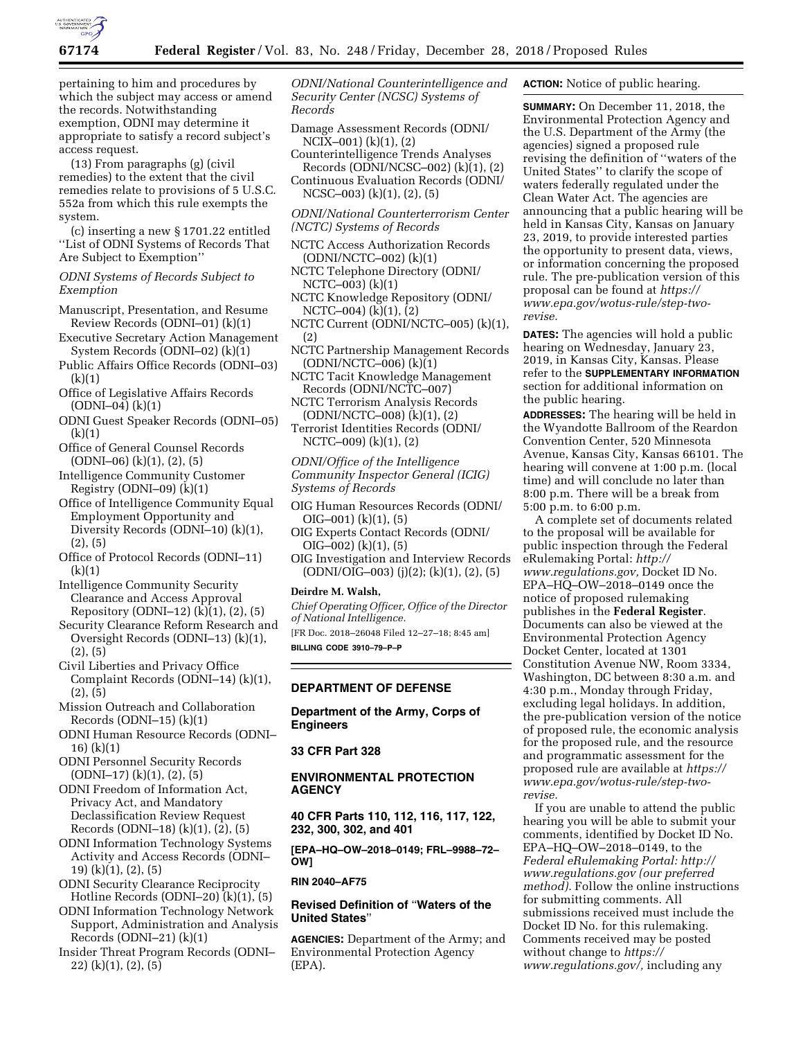pertaining to him and procedures by which the subject may access or amend the records. Notwithstanding exemption, ODNI may determine it appropriate to satisfy a record subject's access request.

(13) From paragraphs (g) (civil remedies) to the extent that the civil remedies relate to provisions of 5 U.S.C. 552a from which this rule exempts the system.

(c) inserting a new § 1701.22 entitled ''List of ODNI Systems of Records That Are Subject to Exemption''

*ODNI Systems of Records Subject to Exemption*

Manuscript, Presentation, and Resume Review Records (ODNI–01) (k)(1)
Executive Secretary Action Management System Records (ODNI–02) (k)(1)
Public Affairs Office Records (ODNI–03) (k)(1)
Office of Legislative Affairs Records (ODNI–04) (k)(1)
ODNI Guest Speaker Records (ODNI–05) (k)(1)
Office of General Counsel Records (ODNI–06) (k)(1), (2), (5)
Intelligence Community Customer Registry (ODNI–09) (k)(1)
Office of Intelligence Community Equal Employment Opportunity and Diversity Records (ODNI–10) (k)(1), (2), (5)
Office of Protocol Records (ODNI–11) (k)(1)
Intelligence Community Security Clearance and Access Approval Repository (ODNI–12) (k)(1), (2), (5)
Security Clearance Reform Research and Oversight Records (ODNI–13) (k)(1), (2), (5)
Civil Liberties and Privacy Office Complaint Records (ODNI–14) (k)(1), (2), (5)
Mission Outreach and Collaboration Records (ODNI–15) (k)(1)
ODNI Human Resource Records (ODNI–16) (k)(1)
ODNI Personnel Security Records (ODNI–17) (k)(1), (2), (5)
ODNI Freedom of Information Act, Privacy Act, and Mandatory Declassification Review Request Records (ODNI–18) (k)(1), (2), (5)
ODNI Information Technology Systems Activity and Access Records (ODNI–19) (k)(1), (2), (5)
ODNI Security Clearance Reciprocity Hotline Records (ODNI–20) (k)(1), (5)
ODNI Information Technology Network Support, Administration and Analysis Records (ODNI–21) (k)(1)
Insider Threat Program Records (ODNI–22) (k)(1), (2), (5)

*ODNI/National Counterintelligence and Security Center (NCSC) Systems of Records*

Damage Assessment Records (ODNI/NCIX–001) (k)(1), (2)
Counterintelligence Trends Analyses Records (ODNI/NCSC–002) (k)(1), (2)
Continuous Evaluation Records (ODNI/NCSC–003) (k)(1), (2), (5)

*ODNI/National Counterterrorism Center (NCTC) Systems of Records*

NCTC Access Authorization Records (ODNI/NCTC–002) (k)(1)
NCTC Telephone Directory (ODNI/NCTC–003) (k)(1)
NCTC Knowledge Repository (ODNI/NCTC–004) (k)(1), (2)
NCTC Current (ODNI/NCTC–005) (k)(1), (2)
NCTC Partnership Management Records (ODNI/NCTC–006) (k)(1)
NCTC Tacit Knowledge Management Records (ODNI/NCTC–007)
NCTC Terrorism Analysis Records (ODNI/NCTC–008) (k)(1), (2)
Terrorist Identities Records (ODNI/NCTC–009) (k)(1), (2)

*ODNI/Office of the Intelligence Community Inspector General (ICIG) Systems of Records*

OIG Human Resources Records (ODNI/OIG–001) (k)(1), (5)
OIG Experts Contact Records (ODNI/OIG–002) (k)(1), (5)
OIG Investigation and Interview Records (ODNI/OIG–003) (j)(2); (k)(1), (2), (5)

**Deirdre M. Walsh,**

*Chief Operating Officer, Office of the Director of National Intelligence.*

[FR Doc. 2018–26048 Filed 12–27–18; 8:45 am]

**BILLING CODE 3910–79–P–P**

## DEPARTMENT OF DEFENSE

### Department of the Army, Corps of Engineers

### 33 CFR Part 328

## ENVIRONMENTAL PROTECTION AGENCY

### 40 CFR Parts 110, 112, 116, 117, 122, 232, 300, 302, and 401

**[EPA–HQ–OW–2018–0149; FRL–9988–72–OW]**

**RIN 2040–AF75**

### Revised Definition of ''Waters of the United States''

**AGENCIES:** Department of the Army; and Environmental Protection Agency (EPA).

**ACTION:** Notice of public hearing.

**SUMMARY:** On December 11, 2018, the Environmental Protection Agency and the U.S. Department of the Army (the agencies) signed a proposed rule revising the definition of ''waters of the United States'' to clarify the scope of waters federally regulated under the Clean Water Act. The agencies are announcing that a public hearing will be held in Kansas City, Kansas on January 23, 2019, to provide interested parties the opportunity to present data, views, or information concerning the proposed rule. The pre-publication version of this proposal can be found at *https://www.epa.gov/wotus-rule/step-two-revise.*

**DATES:** The agencies will hold a public hearing on Wednesday, January 23, 2019, in Kansas City, Kansas. Please refer to the **SUPPLEMENTARY INFORMATION** section for additional information on the public hearing.

**ADDRESSES:** The hearing will be held in the Wyandotte Ballroom of the Reardon Convention Center, 520 Minnesota Avenue, Kansas City, Kansas 66101. The hearing will convene at 1:00 p.m. (local time) and will conclude no later than 8:00 p.m. There will be a break from 5:00 p.m. to 6:00 p.m.

A complete set of documents related to the proposal will be available for public inspection through the Federal eRulemaking Portal: *http://www.regulations.gov,* Docket ID No. EPA–HQ–OW–2018–0149 once the notice of proposed rulemaking publishes in the **Federal Register**. Documents can also be viewed at the Environmental Protection Agency Docket Center, located at 1301 Constitution Avenue NW, Room 3334, Washington, DC between 8:30 a.m. and 4:30 p.m., Monday through Friday, excluding legal holidays. In addition, the pre-publication version of the notice of proposed rule, the economic analysis for the proposed rule, and the resource and programmatic assessment for the proposed rule are available at *https://www.epa.gov/wotus-rule/step-two-revise.*

If you are unable to attend the public hearing you will be able to submit your comments, identified by Docket ID No. EPA–HQ–OW–2018–0149, to the *Federal eRulemaking Portal: http://www.regulations.gov (our preferred method).* Follow the online instructions for submitting comments. All submissions received must include the Docket ID No. for this rulemaking. Comments received may be posted without change to *https://www.regulations.gov/,* including any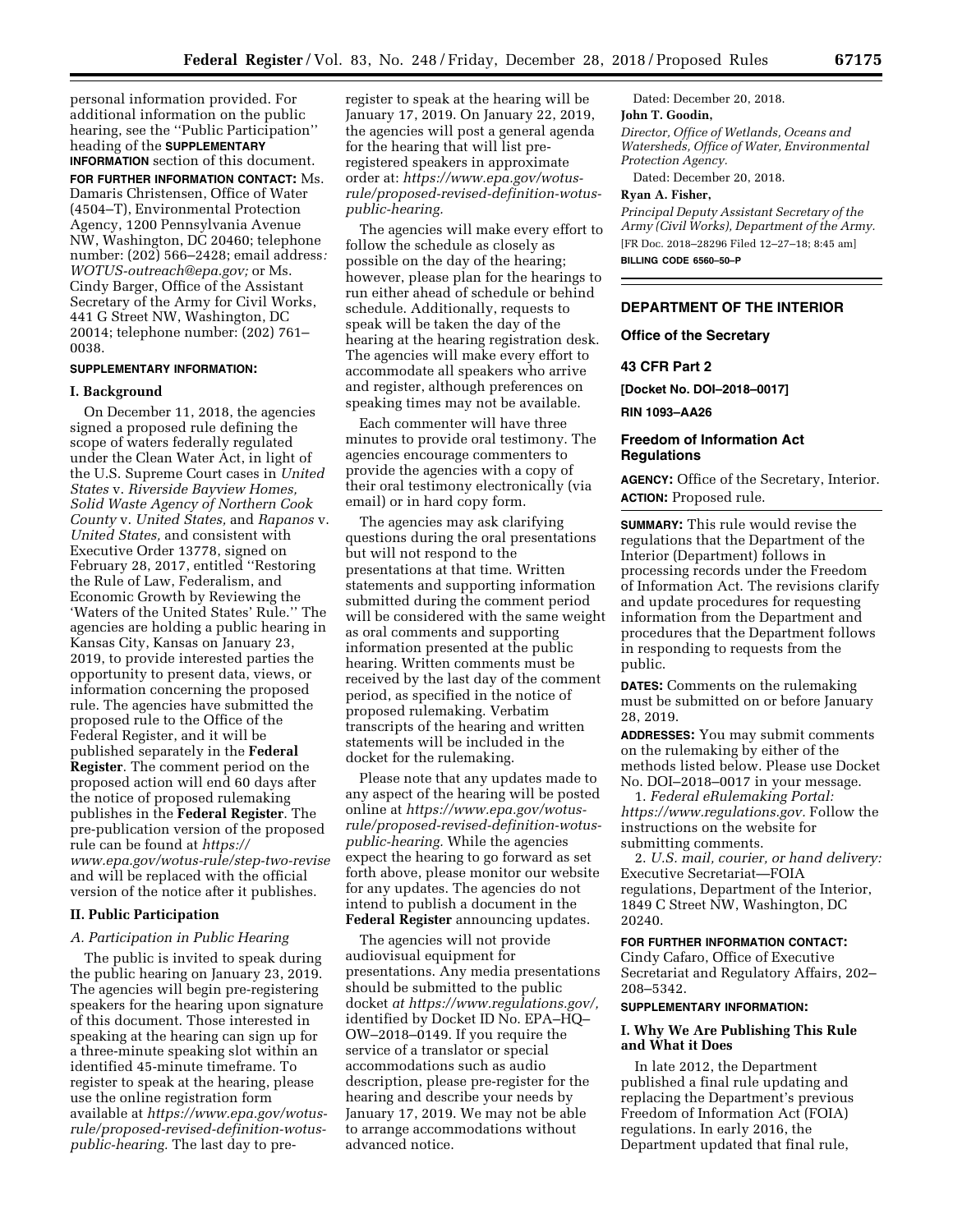personal information provided. For additional information on the public hearing, see the "Public Participation" heading of the **SUPPLEMENTARY INFORMATION** section of this document.

**FOR FURTHER INFORMATION CONTACT:** Ms. Damaris Christensen, Office of Water (4504–T), Environmental Protection Agency, 1200 Pennsylvania Avenue NW, Washington, DC 20460; telephone number: (202) 566–2428; email address*: WOTUS-outreach@epa.gov;* or Ms. Cindy Barger, Office of the Assistant Secretary of the Army for Civil Works, 441 G Street NW, Washington, DC 20014; telephone number: (202) 761–0038.

**SUPPLEMENTARY INFORMATION:**

## I. Background

On December 11, 2018, the agencies signed a proposed rule defining the scope of waters federally regulated under the Clean Water Act, in light of the U.S. Supreme Court cases in *United States* v. *Riverside Bayview Homes, Solid Waste Agency of Northern Cook County* v. *United States,* and *Rapanos* v. *United States,* and consistent with Executive Order 13778, signed on February 28, 2017, entitled "Restoring the Rule of Law, Federalism, and Economic Growth by Reviewing the 'Waters of the United States' Rule." The agencies are holding a public hearing in Kansas City, Kansas on January 23, 2019, to provide interested parties the opportunity to present data, views, or information concerning the proposed rule. The agencies have submitted the proposed rule to the Office of the Federal Register, and it will be published separately in the **Federal Register**. The comment period on the proposed action will end 60 days after the notice of proposed rulemaking publishes in the **Federal Register**. The pre-publication version of the proposed rule can be found at *https://www.epa.gov/wotus-rule/step-two-revise* and will be replaced with the official version of the notice after it publishes.

## II. Public Participation

### *A. Participation in Public Hearing*

The public is invited to speak during the public hearing on January 23, 2019. The agencies will begin pre-registering speakers for the hearing upon signature of this document. Those interested in speaking at the hearing can sign up for a three-minute speaking slot within an identified 45-minute timeframe. To register to speak at the hearing, please use the online registration form available at *https://www.epa.gov/wotus-rule/proposed-revised-definition-wotus-public-hearing.* The last day to pre-register to speak at the hearing will be January 17, 2019. On January 22, 2019, the agencies will post a general agenda for the hearing that will list pre-registered speakers in approximate order at: *https://www.epa.gov/wotus-rule/proposed-revised-definition-wotus-public-hearing.*

The agencies will make every effort to follow the schedule as closely as possible on the day of the hearing; however, please plan for the hearings to run either ahead of schedule or behind schedule. Additionally, requests to speak will be taken the day of the hearing at the hearing registration desk. The agencies will make every effort to accommodate all speakers who arrive and register, although preferences on speaking times may not be available.

Each commenter will have three minutes to provide oral testimony. The agencies encourage commenters to provide the agencies with a copy of their oral testimony electronically (via email) or in hard copy form.

The agencies may ask clarifying questions during the oral presentations but will not respond to the presentations at that time. Written statements and supporting information submitted during the comment period will be considered with the same weight as oral comments and supporting information presented at the public hearing. Written comments must be received by the last day of the comment period, as specified in the notice of proposed rulemaking. Verbatim transcripts of the hearing and written statements will be included in the docket for the rulemaking.

Please note that any updates made to any aspect of the hearing will be posted online at *https://www.epa.gov/wotus-rule/proposed-revised-definition-wotus-public-hearing.* While the agencies expect the hearing to go forward as set forth above, please monitor our website for any updates. The agencies do not intend to publish a document in the **Federal Register** announcing updates.

The agencies will not provide audiovisual equipment for presentations. Any media presentations should be submitted to the public docket *at https://www.regulations.gov/,* identified by Docket ID No. EPA–HQ–OW–2018–0149. If you require the service of a translator or special accommodations such as audio description, please pre-register for the hearing and describe your needs by January 17, 2019. We may not be able to arrange accommodations without advanced notice.

Dated: December 20, 2018.

**John T. Goodin,**

*Director, Office of Wetlands, Oceans and Watersheds, Office of Water, Environmental Protection Agency.*

Dated: December 20, 2018.

**Ryan A. Fisher,**

*Principal Deputy Assistant Secretary of the Army (Civil Works), Department of the Army.*

[FR Doc. 2018–28296 Filed 12–27–18; 8:45 am]

**BILLING CODE 6560–50–P**

---

## DEPARTMENT OF THE INTERIOR

### Office of the Secretary

### 43 CFR Part 2

**[Docket No. DOI–2018–0017]**

**RIN 1093–AA26**

## Freedom of Information Act Regulations

**AGENCY:** Office of the Secretary, Interior.

**ACTION:** Proposed rule.

**SUMMARY:** This rule would revise the regulations that the Department of the Interior (Department) follows in processing records under the Freedom of Information Act. The revisions clarify and update procedures for requesting information from the Department and procedures that the Department follows in responding to requests from the public.

**DATES:** Comments on the rulemaking must be submitted on or before January 28, 2019.

**ADDRESSES:** You may submit comments on the rulemaking by either of the methods listed below. Please use Docket No. DOI–2018–0017 in your message.

1. *Federal eRulemaking Portal: https://www.regulations.gov.* Follow the instructions on the website for submitting comments.

2. *U.S. mail, courier, or hand delivery:* Executive Secretariat—FOIA regulations, Department of the Interior, 1849 C Street NW, Washington, DC 20240.

**FOR FURTHER INFORMATION CONTACT:** Cindy Cafaro, Office of Executive Secretariat and Regulatory Affairs, 202–208–5342.

**SUPPLEMENTARY INFORMATION:**

## I. Why We Are Publishing This Rule and What it Does

In late 2012, the Department published a final rule updating and replacing the Department's previous Freedom of Information Act (FOIA) regulations. In early 2016, the Department updated that final rule,